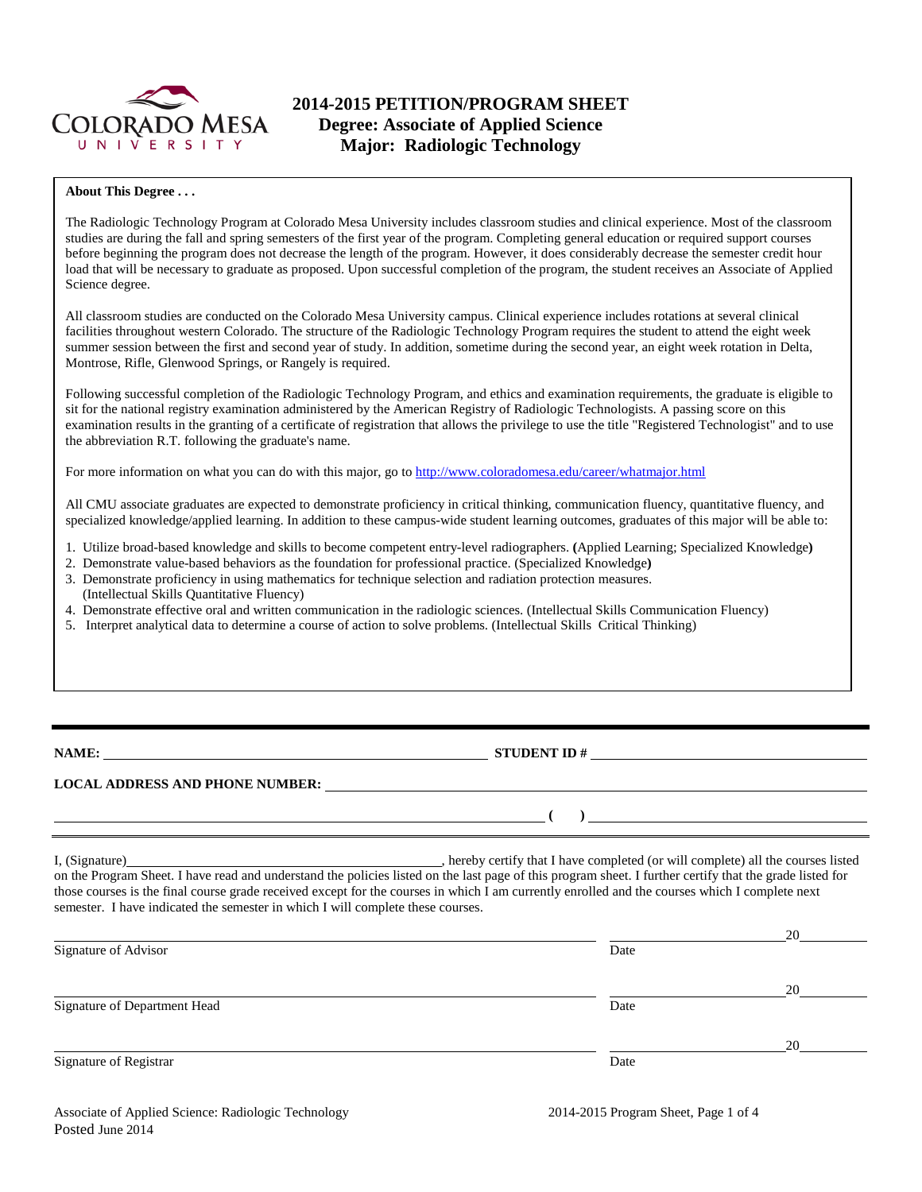# 2014-2015 PETITION/PROGRAM SHEET
## Degree: Associate of Applied Science
## Major: Radiologic Technology

**About This Degree . . .**

The Radiologic Technology Program at Colorado Mesa University includes classroom studies and clinical experience. Most of the classroom studies are during the fall and spring semesters of the first year of the program. Completing general education or required support courses before beginning the program does not decrease the length of the program. However, it does considerably decrease the semester credit hour load that will be necessary to graduate as proposed. Upon successful completion of the program, the student receives an Associate of Applied Science degree.

All classroom studies are conducted on the Colorado Mesa University campus. Clinical experience includes rotations at several clinical facilities throughout western Colorado. The structure of the Radiologic Technology Program requires the student to attend the eight week summer session between the first and second year of study. In addition, sometime during the second year, an eight week rotation in Delta, Montrose, Rifle, Glenwood Springs, or Rangely is required.

Following successful completion of the Radiologic Technology Program, and ethics and examination requirements, the graduate is eligible to sit for the national registry examination administered by the American Registry of Radiologic Technologists. A passing score on this examination results in the granting of a certificate of registration that allows the privilege to use the title "Registered Technologist" and to use the abbreviation R.T. following the graduate's name.

For more information on what you can do with this major, go to http://www.coloradomesa.edu/career/whatmajor.html

All CMU associate graduates are expected to demonstrate proficiency in critical thinking, communication fluency, quantitative fluency, and specialized knowledge/applied learning. In addition to these campus-wide student learning outcomes, graduates of this major will be able to:

1. Utilize broad-based knowledge and skills to become competent entry-level radiographers. **(**Applied Learning; Specialized Knowledge**)**
2. Demonstrate value-based behaviors as the foundation for professional practice. (Specialized Knowledge**)**
3. Demonstrate proficiency in using mathematics for technique selection and radiation protection measures. (Intellectual Skills Quantitative Fluency)
4. Demonstrate effective oral and written communication in the radiologic sciences. (Intellectual Skills Communication Fluency)
5. Interpret analytical data to determine a course of action to solve problems. (Intellectual Skills Critical Thinking)

**NAME:** ______________________ **STUDENT ID #** ______________________

**LOCAL ADDRESS AND PHONE NUMBER:** ______________________

______________________ **( )** ______________________

I, (Signature)______________________, hereby certify that I have completed (or will complete) all the courses listed on the Program Sheet. I have read and understand the policies listed on the last page of this program sheet. I further certify that the grade listed for those courses is the final course grade received except for the courses in which I am currently enrolled and the courses which I complete next semester. I have indicated the semester in which I will complete these courses.

______________________ ______________ 20______
Signature of Advisor Date

______________________ ______________ 20______
Signature of Department Head Date

______________________ ______________ 20______
Signature of Registrar Date

Associate of Applied Science: Radiologic Technology
Posted June 2014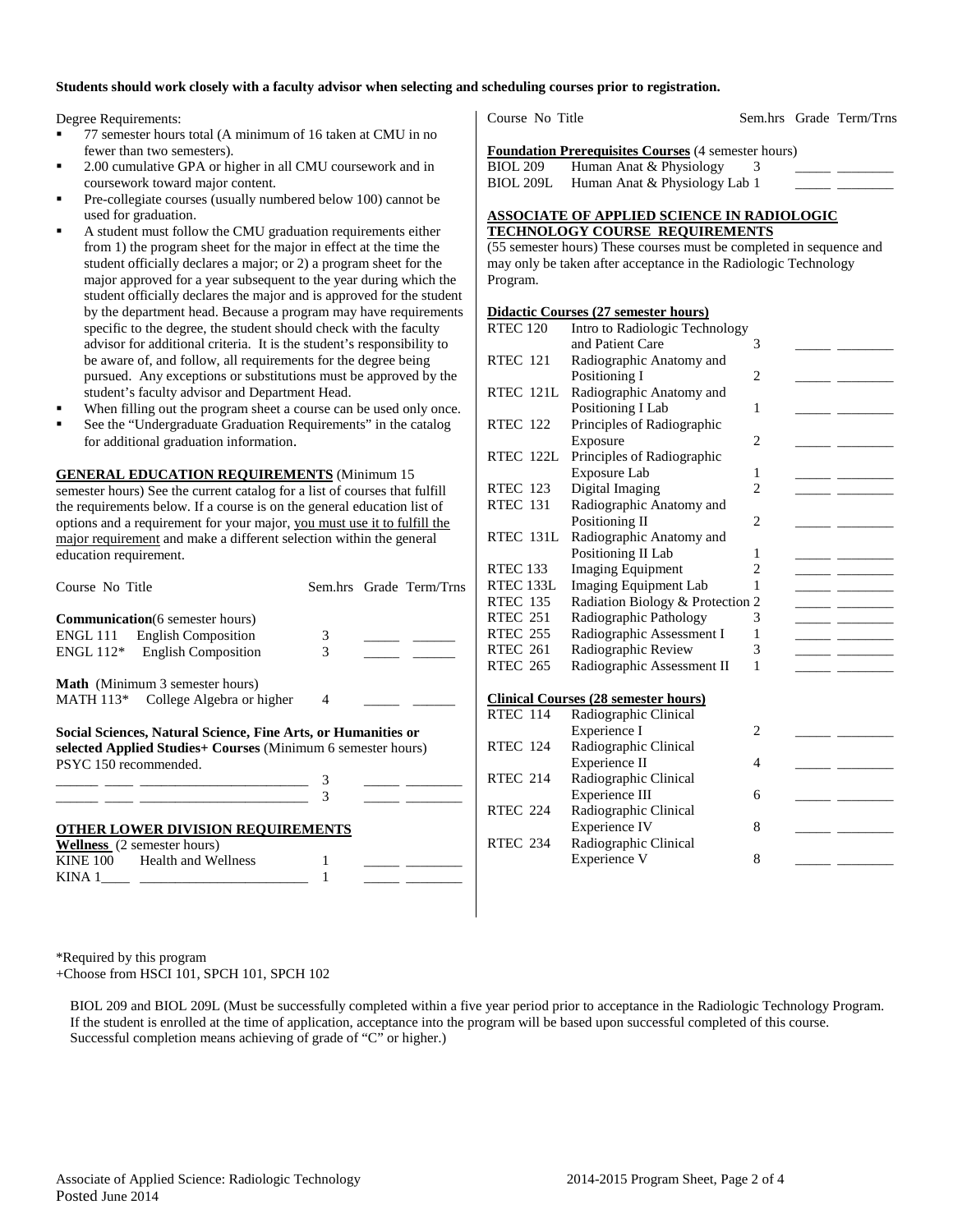**Students should work closely with a faculty advisor when selecting and scheduling courses prior to registration.**

Degree Requirements:

- 77 semester hours total (A minimum of 16 taken at CMU in no fewer than two semesters).
- 2.00 cumulative GPA or higher in all CMU coursework and in coursework toward major content.
- Pre-collegiate courses (usually numbered below 100) cannot be used for graduation.
- A student must follow the CMU graduation requirements either from 1) the program sheet for the major in effect at the time the student officially declares a major; or 2) a program sheet for the major approved for a year subsequent to the year during which the student officially declares the major and is approved for the student by the department head. Because a program may have requirements specific to the degree, the student should check with the faculty advisor for additional criteria. It is the student's responsibility to be aware of, and follow, all requirements for the degree being pursued. Any exceptions or substitutions must be approved by the student's faculty advisor and Department Head.
- When filling out the program sheet a course can be used only once.
- See the "Undergraduate Graduation Requirements" in the catalog for additional graduation information.

**GENERAL EDUCATION REQUIREMENTS** (Minimum 15 semester hours) See the current catalog for a list of courses that fulfill the requirements below. If a course is on the general education list of options and a requirement for your major, you must use it to fulfill the major requirement and make a different selection within the general education requirement.

| Course No | Title | Sem.hrs | Grade | Term/Trns |
|---|---|---|---|---|
| **Communication** (6 semester hours) | | | | |
| ENGL 111 | English Composition | 3 | _____ | ______ |
| ENGL 112* | English Composition | 3 | _____ | ______ |
| **Math** (Minimum 3 semester hours) | | | | |
| MATH 113* | College Algebra or higher | 4 | _____ | ______ |
| **Social Sciences, Natural Science, Fine Arts, or Humanities or selected Applied Studies+ Courses** (Minimum 6 semester hours) PSYC 150 recommended. | | | | |
| ______ ____ | ________________________ | 3 | _____ | ________ |
| ______ ____ | ________________________ | 3 | _____ | ________ |

**OTHER LOWER DIVISION REQUIREMENTS**

| Course No | Title | Sem.hrs | Grade | Term/Trns |
|---|---|---|---|---|
| **Wellness** (2 semester hours) | | | | |
| KINE 100 | Health and Wellness | 1 | _____ | ________ |
| KINA 1____ | ________________________ | 1 | _____ | ________ |

| Course No | Title | Sem.hrs | Grade | Term/Trns |
|---|---|---|---|---|
| **Foundation Prerequisites Courses** (4 semester hours) | | | | |
| BIOL 209 | Human Anat & Physiology | 3 | _____ | ________ |
| BIOL 209L | Human Anat & Physiology Lab | 1 | _____ | ________ |

**ASSOCIATE OF APPLIED SCIENCE IN RADIOLOGIC TECHNOLOGY COURSE REQUIREMENTS**

(55 semester hours) These courses must be completed in sequence and may only be taken after acceptance in the Radiologic Technology Program.

**Didactic Courses (27 semester hours)**

| Course No | Title | Sem.hrs | Grade | Term/Trns |
|---|---|---|---|---|
| RTEC 120 | Intro to Radiologic Technology and Patient Care | 3 | _____ | ________ |
| RTEC 121 | Radiographic Anatomy and Positioning I | 2 | _____ | ________ |
| RTEC 121L | Radiographic Anatomy and Positioning I Lab | 1 | _____ | ________ |
| RTEC 122 | Principles of Radiographic Exposure | 2 | _____ | ________ |
| RTEC 122L | Principles of Radiographic Exposure Lab | 1 | _____ | ________ |
| RTEC 123 | Digital Imaging | 2 | _____ | ________ |
| RTEC 131 | Radiographic Anatomy and Positioning II | 2 | _____ | ________ |
| RTEC 131L | Radiographic Anatomy and Positioning II Lab | 1 | _____ | ________ |
| RTEC 133 | Imaging Equipment | 2 | _____ | ________ |
| RTEC 133L | Imaging Equipment Lab | 1 | _____ | ________ |
| RTEC 135 | Radiation Biology & Protection | 2 | _____ | ________ |
| RTEC 251 | Radiographic Pathology | 3 | _____ | ________ |
| RTEC 255 | Radiographic Assessment I | 1 | _____ | ________ |
| RTEC 261 | Radiographic Review | 3 | _____ | ________ |
| RTEC 265 | Radiographic Assessment II | 1 | _____ | ________ |

**Clinical Courses (28 semester hours)**

| Course No | Title | Sem.hrs | Grade | Term/Trns |
|---|---|---|---|---|
| RTEC 114 | Radiographic Clinical Experience I | 2 | _____ | ________ |
| RTEC 124 | Radiographic Clinical Experience II | 4 | _____ | ________ |
| RTEC 214 | Radiographic Clinical Experience III | 6 | _____ | ________ |
| RTEC 224 | Radiographic Clinical Experience IV | 8 | _____ | ________ |
| RTEC 234 | Radiographic Clinical Experience V | 8 | _____ | ________ |

*Required by this program
+Choose from HSCI 101, SPCH 101, SPCH 102

BIOL 209 and BIOL 209L (Must be successfully completed within a five year period prior to acceptance in the Radiologic Technology Program. If the student is enrolled at the time of application, acceptance into the program will be based upon successful completed of this course. Successful completion means achieving of grade of "C" or higher.)

Associate of Applied Science: Radiologic Technology
Posted June 2014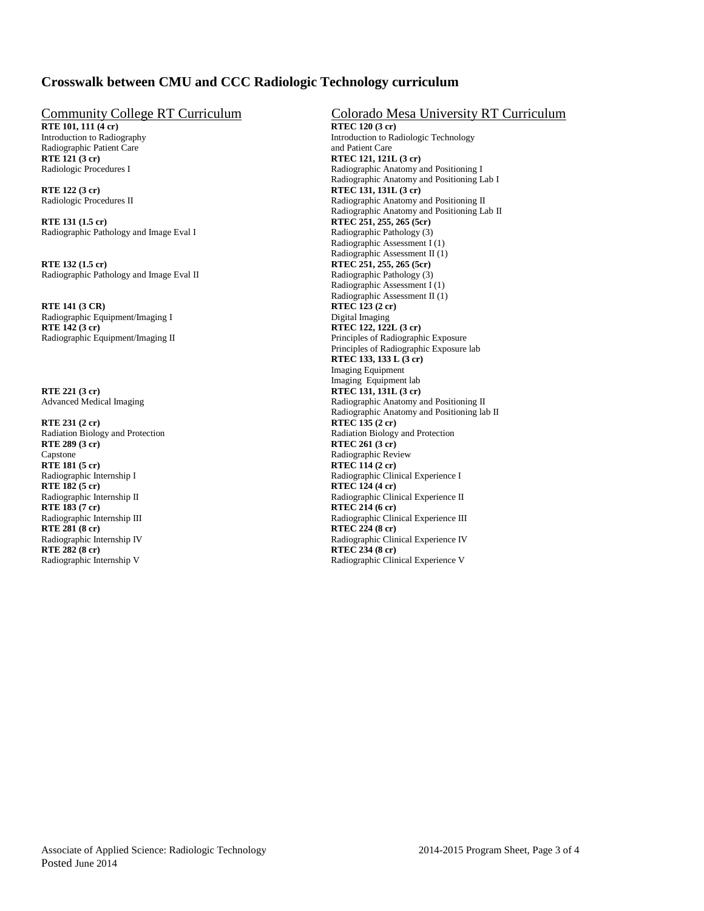## Crosswalk between CMU and CCC Radiologic Technology curriculum

| Community College RT Curriculum | Colorado Mesa University RT Curriculum |
|---|---|
| **RTE 101, 111 (4 cr)**<br>Introduction to Radiography<br>Radiographic Patient Care | **RTEC 120 (3 cr)**<br>Introduction to Radiologic Technology and Patient Care |
| **RTE 121 (3 cr)**<br>Radiologic Procedures I | **RTEC 121, 121L (3 cr)**<br>Radiographic Anatomy and Positioning I<br>Radiographic Anatomy and Positioning Lab I |
| **RTE 122 (3 cr)**<br>Radiologic Procedures II | **RTEC 131, 131L (3 cr)**<br>Radiographic Anatomy and Positioning II<br>Radiographic Anatomy and Positioning Lab II |
| **RTE 131 (1.5 cr)**<br>Radiographic Pathology and Image Eval I | **RTEC 251, 255, 265 (5cr)**<br>Radiographic Pathology (3)<br>Radiographic Assessment I (1)<br>Radiographic Assessment II (1) |
| **RTE 132 (1.5 cr)**<br>Radiographic Pathology and Image Eval II | **RTEC 251, 255, 265 (5cr)**<br>Radiographic Pathology (3)<br>Radiographic Assessment I (1)<br>Radiographic Assessment II (1) |
| **RTE 141 (3 CR)**<br>Radiographic Equipment/Imaging I | **RTEC 123 (2 cr)**<br>Digital Imaging |
| **RTE 142 (3 cr)**<br>Radiographic Equipment/Imaging II | **RTEC 122, 122L (3 cr)**<br>Principles of Radiographic Exposure<br>Principles of Radiographic Exposure lab<br>**RTEC 133, 133 L (3 cr)**<br>Imaging Equipment<br>Imaging Equipment lab |
| **RTE 221 (3 cr)**<br>Advanced Medical Imaging | **RTEC 131, 131L (3 cr)**<br>Radiographic Anatomy and Positioning II<br>Radiographic Anatomy and Positioning lab II |
| **RTE 231 (2 cr)**<br>Radiation Biology and Protection | **RTEC 135 (2 cr)**<br>Radiation Biology and Protection |
| **RTE 289 (3 cr)**<br>Capstone | **RTEC 261 (3 cr)**<br>Radiographic Review |
| **RTE 181 (5 cr)**<br>Radiographic Internship I | **RTEC 114 (2 cr)**<br>Radiographic Clinical Experience I |
| **RTE 182 (5 cr)**<br>Radiographic Internship II | **RTEC 124 (4 cr)**<br>Radiographic Clinical Experience II |
| **RTE 183 (7 cr)**<br>Radiographic Internship III | **RTEC 214 (6 cr)**<br>Radiographic Clinical Experience III |
| **RTE 281 (8 cr)**<br>Radiographic Internship IV | **RTEC 224 (8 cr)**<br>Radiographic Clinical Experience IV |
| **RTE 282 (8 cr)**<br>Radiographic Internship V | **RTEC 234 (8 cr)**<br>Radiographic Clinical Experience V |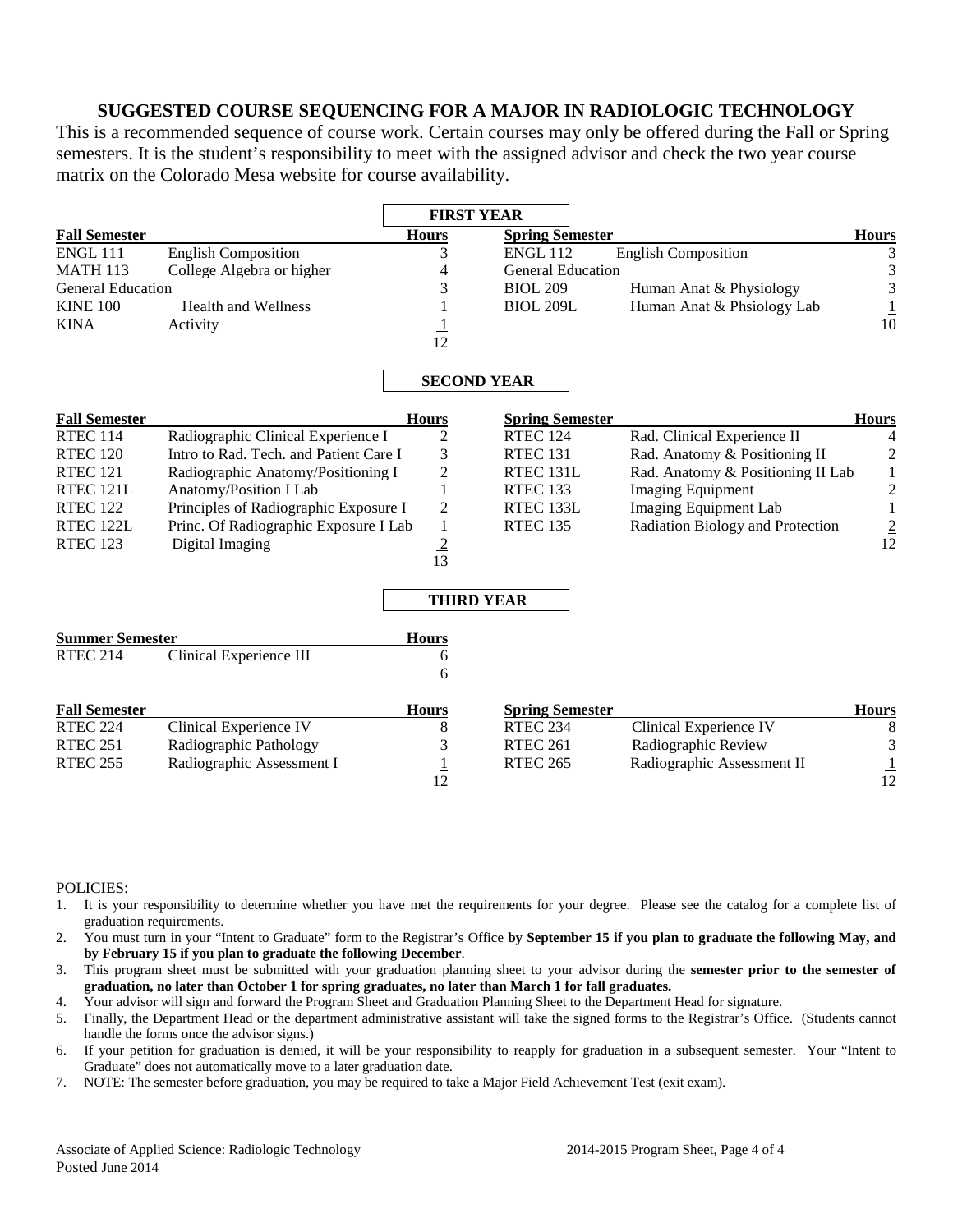## SUGGESTED COURSE SEQUENCING FOR A MAJOR IN RADIOLOGIC TECHNOLOGY

This is a recommended sequence of course work. Certain courses may only be offered during the Fall or Spring semesters. It is the student's responsibility to meet with the assigned advisor and check the two year course matrix on the Colorado Mesa website for course availability.

### FIRST YEAR

| Fall Semester | | Hours | Spring Semester | | Hours |
|---|---|---|---|---|---|
| ENGL 111 | English Composition | 3 | ENGL 112 | English Composition | 3 |
| MATH 113 | College Algebra or higher | 4 | General Education | | 3 |
| General Education | | 3 | BIOL 209 | Human Anat & Physiology | 3 |
| KINE 100 | Health and Wellness | 1 | BIOL 209L | Human Anat & Phsiology Lab | 1 |
| KINA | Activity | 1 | | | 10 |
| | | 12 | | | |

### SECOND YEAR

| Fall Semester | | Hours | Spring Semester | | Hours |
|---|---|---|---|---|---|
| RTEC 114 | Radiographic Clinical Experience I | 2 | RTEC 124 | Rad. Clinical Experience II | 4 |
| RTEC 120 | Intro to Rad. Tech. and Patient Care I | 3 | RTEC 131 | Rad. Anatomy & Positioning II | 2 |
| RTEC 121 | Radiographic Anatomy/Positioning I | 2 | RTEC 131L | Rad. Anatomy & Positioning II Lab | 1 |
| RTEC 121L | Anatomy/Position I Lab | 1 | RTEC 133 | Imaging Equipment | 2 |
| RTEC 122 | Principles of Radiographic Exposure I | 2 | RTEC 133L | Imaging Equipment Lab | 1 |
| RTEC 122L | Princ. Of Radiographic Exposure I Lab | 1 | RTEC 135 | Radiation Biology and Protection | 2 |
| RTEC 123 | Digital Imaging | 2 | | | 12 |
| | | 13 | | | |

### THIRD YEAR

| Summer Semester | | Hours |
|---|---|---|
| RTEC 214 | Clinical Experience III | 6 |
| | | 6 |

| Fall Semester | | Hours | Spring Semester | | Hours |
|---|---|---|---|---|---|
| RTEC 224 | Clinical Experience IV | 8 | RTEC 234 | Clinical Experience IV | 8 |
| RTEC 251 | Radiographic Pathology | 3 | RTEC 261 | Radiographic Review | 3 |
| RTEC 255 | Radiographic Assessment I | 1 | RTEC 265 | Radiographic Assessment II | 1 |
| | | 12 | | | 12 |

POLICIES:

1. It is your responsibility to determine whether you have met the requirements for your degree. Please see the catalog for a complete list of graduation requirements.
2. You must turn in your "Intent to Graduate" form to the Registrar's Office **by September 15 if you plan to graduate the following May, and by February 15 if you plan to graduate the following December**.
3. This program sheet must be submitted with your graduation planning sheet to your advisor during the **semester prior to the semester of graduation, no later than October 1 for spring graduates, no later than March 1 for fall graduates.**
4. Your advisor will sign and forward the Program Sheet and Graduation Planning Sheet to the Department Head for signature.
5. Finally, the Department Head or the department administrative assistant will take the signed forms to the Registrar's Office. (Students cannot handle the forms once the advisor signs.)
6. If your petition for graduation is denied, it will be your responsibility to reapply for graduation in a subsequent semester. Your "Intent to Graduate" does not automatically move to a later graduation date.
7. NOTE: The semester before graduation, you may be required to take a Major Field Achievement Test (exit exam).

Associate of Applied Science: Radiologic Technology
Posted June 2014